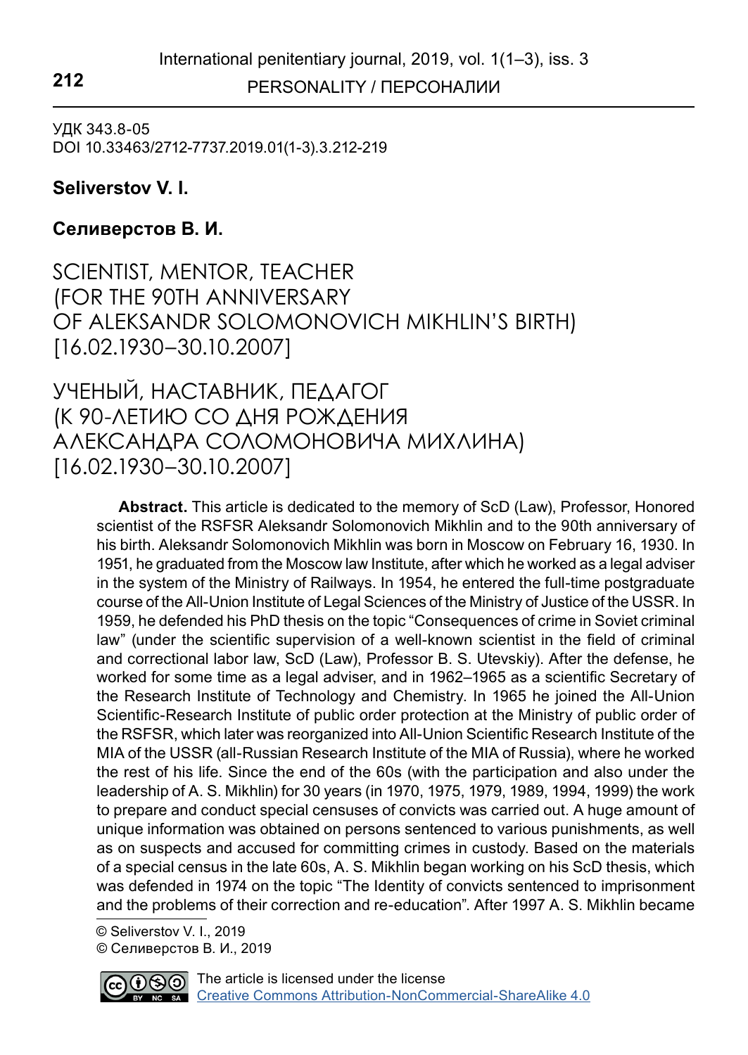УДК 343.8-05
DOI 10.33463/2712-7737.2019.01(1-3).3.212-219

**Seliverstov V. I.**

**Селиверстов В. И.**

# SCIENTIST, MENTOR, TEACHER (FOR THE 90TH ANNIVERSARY OF ALEKSANDR SOLOMONOVICH MIKHLIN'S BIRTH) [16.02.1930–30.10.2007]

# УЧЕНЫЙ, НАСТАВНИК, ПЕДАГОГ (К 90-ЛЕТИЮ СО ДНЯ РОЖДЕНИЯ АЛЕКСАНДРА СОЛОМОНОВИЧА МИХЛИНА) [16.02.1930–30.10.2007]

**Abstract.** This article is dedicated to the memory of ScD (Law), Professor, Honored scientist of the RSFSR Aleksandr Solomonovich Mikhlin and to the 90th anniversary of his birth. Aleksandr Solomonovich Mikhlin was born in Moscow on February 16, 1930. In 1951, he graduated from the Moscow law Institute, after which he worked as a legal adviser in the system of the Ministry of Railways. In 1954, he entered the full-time postgraduate course of the All-Union Institute of Legal Sciences of the Ministry of Justice of the USSR. In 1959, he defended his PhD thesis on the topic "Consequences of crime in Soviet criminal law" (under the scientific supervision of a well-known scientist in the field of criminal and correctional labor law, ScD (Law), Professor B. S. Utevskiy). After the defense, he worked for some time as a legal adviser, and in 1962–1965 as a scientific Secretary of the Research Institute of Technology and Chemistry. In 1965 he joined the All-Union Scientific-Research Institute of public order protection at the Ministry of public order of the RSFSR, which later was reorganized into All-Union Scientific Research Institute of the MIA of the USSR (all-Russian Research Institute of the MIA of Russia), where he worked the rest of his life. Since the end of the 60s (with the participation and also under the leadership of A. S. Mikhlin) for 30 years (in 1970, 1975, 1979, 1989, 1994, 1999) the work to prepare and conduct special censuses of convicts was carried out. A huge amount of unique information was obtained on persons sentenced to various punishments, as well as on suspects and accused for committing crimes in custody. Based on the materials of a special census in the late 60s, A. S. Mikhlin began working on his ScD thesis, which was defended in 1974 on the topic "The Identity of convicts sentenced to imprisonment and the problems of their correction and re-education". After 1997 A. S. Mikhlin became

© Seliverstov V. I., 2019
© Селиверстов В. И., 2019

The article is licensed under the license Creative Commons Attribution-NonCommercial-ShareAlike 4.0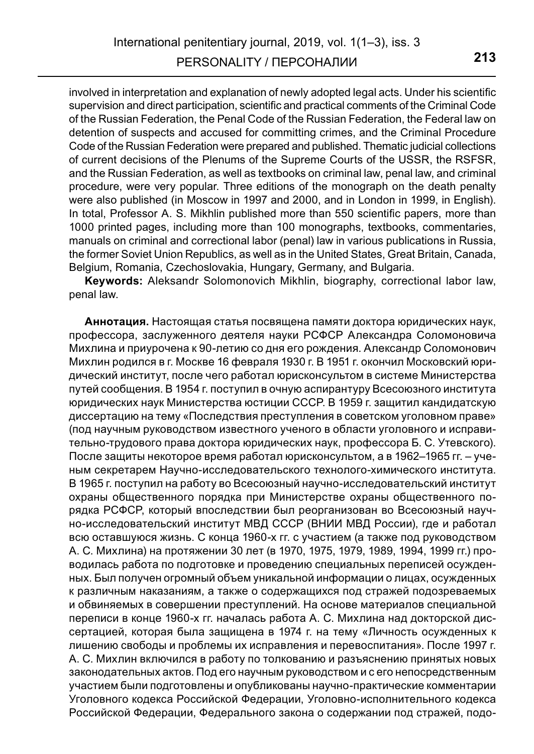involved in interpretation and explanation of newly adopted legal acts. Under his scientific supervision and direct participation, scientific and practical comments of the Criminal Code of the Russian Federation, the Penal Code of the Russian Federation, the Federal law on detention of suspects and accused for committing crimes, and the Criminal Procedure Code of the Russian Federation were prepared and published. Thematic judicial collections of current decisions of the Plenums of the Supreme Courts of the USSR, the RSFSR, and the Russian Federation, as well as textbooks on criminal law, penal law, and criminal procedure, were very popular. Three editions of the monograph on the death penalty were also published (in Moscow in 1997 and 2000, and in London in 1999, in English). In total, Professor A. S. Mikhlin published more than 550 scientific papers, more than 1000 printed pages, including more than 100 monographs, textbooks, commentaries, manuals on criminal and correctional labor (penal) law in various publications in Russia, the former Soviet Union Republics, as well as in the United States, Great Britain, Canada, Belgium, Romania, Czechoslovakia, Hungary, Germany, and Bulgaria.

**Keywords:** Aleksandr Solomonovich Mikhlin, biography, correctional labor law, penal law.

**Аннотация.** Настоящая статья посвящена памяти доктора юридических наук, профессора, заслуженного деятеля науки РСФСР Александра Соломоновича Михлина и приурочена к 90-летию со дня его рождения. Александр Соломонович Михлин родился в г. Москве 16 февраля 1930 г. В 1951 г. окончил Московский юридический институт, после чего работал юрисконсультом в системе Министерства путей сообщения. В 1954 г. поступил в очную аспирантуру Всесоюзного института юридических наук Министерства юстиции СССР. В 1959 г. защитил кандидатскую диссертацию на тему «Последствия преступления в советском уголовном праве» (под научным руководством известного ученого в области уголовного и исправительно-трудового права доктора юридических наук, профессора Б. С. Утевского). После защиты некоторое время работал юрисконсультом, а в 1962–1965 гг. – ученым секретарем Научно-исследовательского технолого-химического института. В 1965 г. поступил на работу во Всесоюзный научно-исследовательский институт охраны общественного порядка при Министерстве охраны общественного порядка РСФСР, который впоследствии был реорганизован во Всесоюзный научно-исследовательский институт МВД СССР (ВНИИ МВД России), где и работал всю оставшуюся жизнь. С конца 1960-х гг. с участием (а также под руководством А. С. Михлина) на протяжении 30 лет (в 1970, 1975, 1979, 1989, 1994, 1999 гг.) проводилась работа по подготовке и проведению специальных переписей осужденных. Был получен огромный объем уникальной информации о лицах, осужденных к различным наказаниям, а также о содержащихся под стражей подозреваемых и обвиняемых в совершении преступлений. На основе материалов специальной переписи в конце 1960-х гг. началась работа А. С. Михлина над докторской диссертацией, которая была защищена в 1974 г. на тему «Личность осужденных к лишению свободы и проблемы их исправления и перевоспитания». После 1997 г. А. С. Михлин включился в работу по толкованию и разъяснению принятых новых законодательных актов. Под его научным руководством и с его непосредственным участием были подготовлены и опубликованы научно-практические комментарии Уголовного кодекса Российской Федерации, Уголовно-исполнительного кодекса Российской Федерации, Федерального закона о содержании под стражей, подо-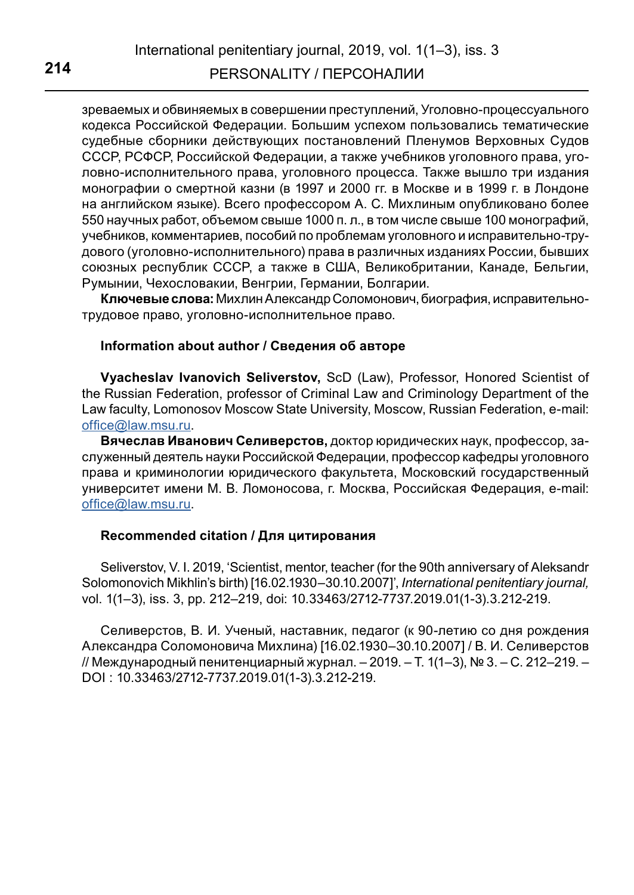зреваемых и обвиняемых в совершении преступлений, Уголовно-процессуального кодекса Российской Федерации. Большим успехом пользовались тематические судебные сборники действующих постановлений Пленумов Верховных Судов СССР, РСФСР, Российской Федерации, а также учебников уголовного права, уголовно-исполнительного права, уголовного процесса. Также вышло три издания монографии о смертной казни (в 1997 и 2000 гг. в Москве и в 1999 г. в Лондоне на английском языке). Всего профессором А. С. Михлиным опубликовано более 550 научных работ, объемом свыше 1000 п. л., в том числе свыше 100 монографий, учебников, комментариев, пособий по проблемам уголовного и исправительно-трудового (уголовно-исполнительного) права в различных изданиях России, бывших союзных республик СССР, а также в США, Великобритании, Канаде, Бельгии, Румынии, Чехословакии, Венгрии, Германии, Болгарии.

**Ключевые слова:** Михлин Александр Соломонович, биография, исправительно-трудовое право, уголовно-исполнительное право.

#### Information about author / Сведения об авторе

**Vyacheslav Ivanovich Seliverstov,** ScD (Law), Professor, Honored Scientist of the Russian Federation, professor of Criminal Law and Criminology Department of the Law faculty, Lomonosov Moscow State University, Moscow, Russian Federation, e-mail: office@law.msu.ru.

**Вячеслав Иванович Селиверстов,** доктор юридических наук, профессор, заслуженный деятель науки Российской Федерации, профессор кафедры уголовного права и криминологии юридического факультета, Московский государственный университет имени М. В. Ломоносова, г. Москва, Российская Федерация, e-mail: office@law.msu.ru.

#### Recommended citation / Для цитирования

Seliverstov, V. I. 2019, 'Scientist, mentor, teacher (for the 90th anniversary of Aleksandr Solomonovich Mikhlin's birth) [16.02.1930–30.10.2007]', *International penitentiary journal,* vol. 1(1–3), iss. 3, pp. 212–219, doi: 10.33463/2712-7737.2019.01(1-3).3.212-219.

Селиверстов, В. И. Ученый, наставник, педагог (к 90-летию со дня рождения Александра Соломоновича Михлина) [16.02.1930–30.10.2007] / В. И. Селиверстов // Международный пенитенциарный журнал. – 2019. – Т. 1(1–3), № 3. – С. 212–219. – DOI : 10.33463/2712-7737.2019.01(1-3).3.212-219.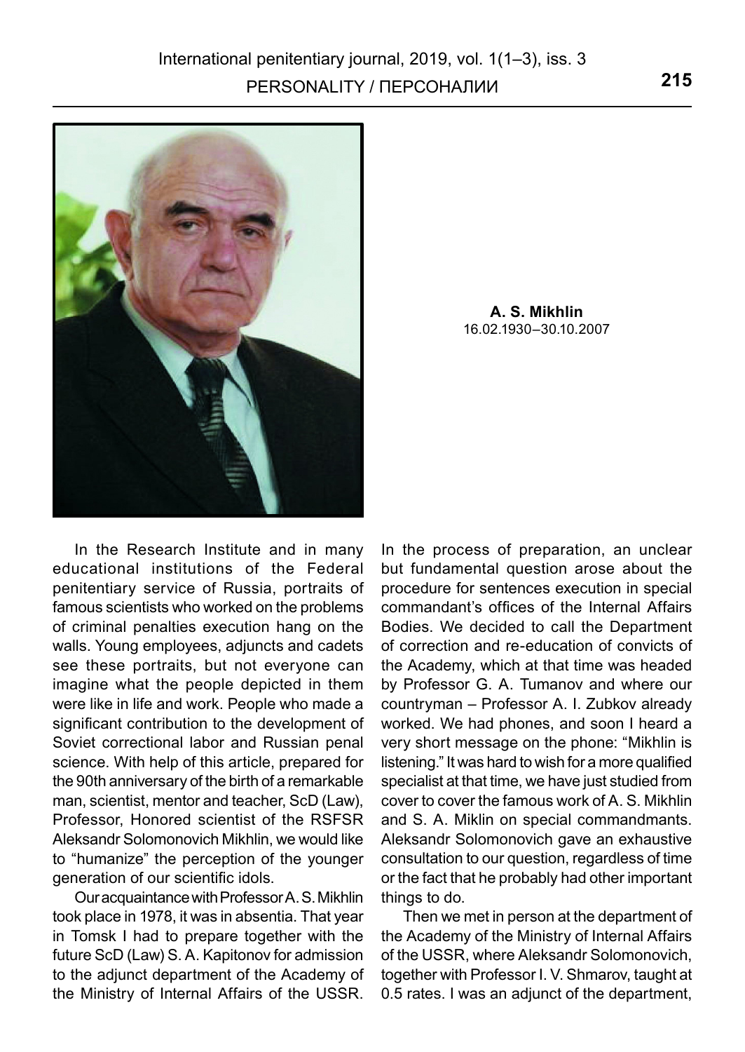**A. S. Mikhlin**
16.02.1930–30.10.2007

In the Research Institute and in many educational institutions of the Federal penitentiary service of Russia, portraits of famous scientists who worked on the problems of criminal penalties execution hang on the walls. Young employees, adjuncts and cadets see these portraits, but not everyone can imagine what the people depicted in them were like in life and work. People who made a significant contribution to the development of Soviet correctional labor and Russian penal science. With help of this article, prepared for the 90th anniversary of the birth of a remarkable man, scientist, mentor and teacher, ScD (Law), Professor, Honored scientist of the RSFSR Aleksandr Solomonovich Mikhlin, we would like to "humanize" the perception of the younger generation of our scientific idols.

Our acquaintance with Professor A. S. Mikhlin took place in 1978, it was in absentia. That year in Tomsk I had to prepare together with the future ScD (Law) S. A. Kapitonov for admission to the adjunct department of the Academy of the Ministry of Internal Affairs of the USSR. In the process of preparation, an unclear but fundamental question arose about the procedure for sentences execution in special commandant's offices of the Internal Affairs Bodies. We decided to call the Department of correction and re-education of convicts of the Academy, which at that time was headed by Professor G. A. Tumanov and where our countryman – Professor A. I. Zubkov already worked. We had phones, and soon I heard a very short message on the phone: "Mikhlin is listening." It was hard to wish for a more qualified specialist at that time, we have just studied from cover to cover the famous work of A. S. Mikhlin and S. A. Miklin on special commandmants. Aleksandr Solomonovich gave an exhaustive consultation to our question, regardless of time or the fact that he probably had other important things to do.

Then we met in person at the department of the Academy of the Ministry of Internal Affairs of the USSR, where Aleksandr Solomonovich, together with Professor I. V. Shmarov, taught at 0.5 rates. I was an adjunct of the department,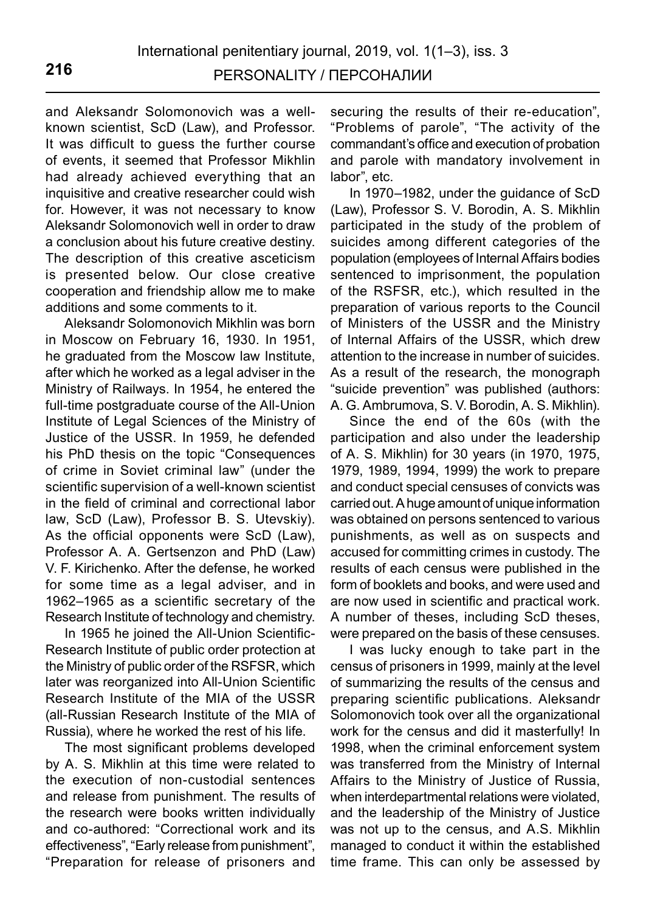and Aleksandr Solomonovich was a well-known scientist, ScD (Law), and Professor. It was difficult to guess the further course of events, it seemed that Professor Mikhlin had already achieved everything that an inquisitive and creative researcher could wish for. However, it was not necessary to know Aleksandr Solomonovich well in order to draw a conclusion about his future creative destiny. The description of this creative asceticism is presented below. Our close creative cooperation and friendship allow me to make additions and some comments to it.

Aleksandr Solomonovich Mikhlin was born in Moscow on February 16, 1930. In 1951, he graduated from the Moscow law Institute, after which he worked as a legal adviser in the Ministry of Railways. In 1954, he entered the full-time postgraduate course of the All-Union Institute of Legal Sciences of the Ministry of Justice of the USSR. In 1959, he defended his PhD thesis on the topic "Consequences of crime in Soviet criminal law" (under the scientific supervision of a well-known scientist in the field of criminal and correctional labor law, ScD (Law), Professor B. S. Utevskiy). As the official opponents were ScD (Law), Professor A. A. Gertsenzon and PhD (Law) V. F. Kirichenko. After the defense, he worked for some time as a legal adviser, and in 1962–1965 as a scientific secretary of the Research Institute of technology and chemistry.

In 1965 he joined the All-Union Scientific-Research Institute of public order protection at the Ministry of public order of the RSFSR, which later was reorganized into All-Union Scientific Research Institute of the MIA of the USSR (all-Russian Research Institute of the MIA of Russia), where he worked the rest of his life.

The most significant problems developed by A. S. Mikhlin at this time were related to the execution of non-custodial sentences and release from punishment. The results of the research were books written individually and co-authored: "Correctional work and its effectiveness", "Early release from punishment", "Preparation for release of prisoners and securing the results of their re-education", "Problems of parole", "The activity of the commandant's office and execution of probation and parole with mandatory involvement in labor", etc.

In 1970–1982, under the guidance of ScD (Law), Professor S. V. Borodin, A. S. Mikhlin participated in the study of the problem of suicides among different categories of the population (employees of Internal Affairs bodies sentenced to imprisonment, the population of the RSFSR, etc.), which resulted in the preparation of various reports to the Council of Ministers of the USSR and the Ministry of Internal Affairs of the USSR, which drew attention to the increase in number of suicides. As a result of the research, the monograph "suicide prevention" was published (authors: A. G. Ambrumova, S. V. Borodin, A. S. Mikhlin).

Since the end of the 60s (with the participation and also under the leadership of A. S. Mikhlin) for 30 years (in 1970, 1975, 1979, 1989, 1994, 1999) the work to prepare and conduct special censuses of convicts was carried out. A huge amount of unique information was obtained on persons sentenced to various punishments, as well as on suspects and accused for committing crimes in custody. The results of each census were published in the form of booklets and books, and were used and are now used in scientific and practical work. A number of theses, including ScD theses, were prepared on the basis of these censuses.

I was lucky enough to take part in the census of prisoners in 1999, mainly at the level of summarizing the results of the census and preparing scientific publications. Aleksandr Solomonovich took over all the organizational work for the census and did it masterfully! In 1998, when the criminal enforcement system was transferred from the Ministry of Internal Affairs to the Ministry of Justice of Russia, when interdepartmental relations were violated, and the leadership of the Ministry of Justice was not up to the census, and A.S. Mikhlin managed to conduct it within the established time frame. This can only be assessed by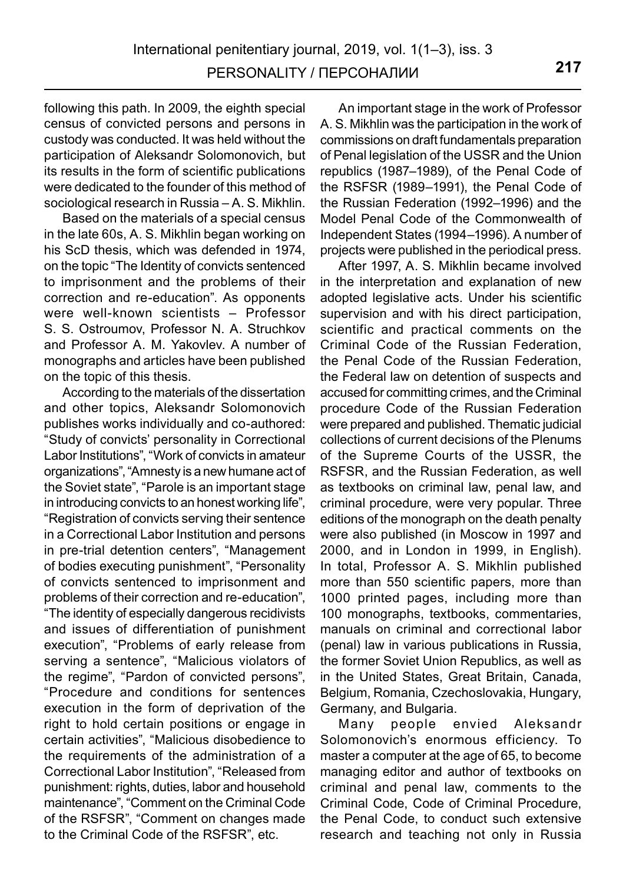following this path. In 2009, the eighth special census of convicted persons and persons in custody was conducted. It was held without the participation of Aleksandr Solomonovich, but its results in the form of scientific publications were dedicated to the founder of this method of sociological research in Russia – A. S. Mikhlin.

Based on the materials of a special census in the late 60s, A. S. Mikhlin began working on his ScD thesis, which was defended in 1974, on the topic "The Identity of convicts sentenced to imprisonment and the problems of their correction and re-education". As opponents were well-known scientists – Professor S. S. Ostroumov, Professor N. A. Struchkov and Professor A. M. Yakovlev. A number of monographs and articles have been published on the topic of this thesis.

According to the materials of the dissertation and other topics, Aleksandr Solomonovich publishes works individually and co-authored: "Study of convicts' personality in Correctional Labor Institutions", "Work of convicts in amateur organizations", "Amnesty is a new humane act of the Soviet state", "Parole is an important stage in introducing convicts to an honest working life", "Registration of convicts serving their sentence in a Correctional Labor Institution and persons in pre-trial detention centers", "Management of bodies executing punishment", "Personality of convicts sentenced to imprisonment and problems of their correction and re-education", "The identity of especially dangerous recidivists and issues of differentiation of punishment execution", "Problems of early release from serving a sentence", "Malicious violators of the regime", "Pardon of convicted persons", "Procedure and conditions for sentences execution in the form of deprivation of the right to hold certain positions or engage in certain activities", "Malicious disobedience to the requirements of the administration of a Correctional Labor Institution", "Released from punishment: rights, duties, labor and household maintenance", "Comment on the Criminal Code of the RSFSR", "Comment on changes made to the Criminal Code of the RSFSR", etc.

An important stage in the work of Professor A. S. Mikhlin was the participation in the work of commissions on draft fundamentals preparation of Penal legislation of the USSR and the Union republics (1987–1989), of the Penal Code of the RSFSR (1989–1991), the Penal Code of the Russian Federation (1992–1996) and the Model Penal Code of the Commonwealth of Independent States (1994–1996). A number of projects were published in the periodical press.

After 1997, A. S. Mikhlin became involved in the interpretation and explanation of new adopted legislative acts. Under his scientific supervision and with his direct participation, scientific and practical comments on the Criminal Code of the Russian Federation, the Penal Code of the Russian Federation, the Federal law on detention of suspects and accused for committing crimes, and the Criminal procedure Code of the Russian Federation were prepared and published. Thematic judicial collections of current decisions of the Plenums of the Supreme Courts of the USSR, the RSFSR, and the Russian Federation, as well as textbooks on criminal law, penal law, and criminal procedure, were very popular. Three editions of the monograph on the death penalty were also published (in Moscow in 1997 and 2000, and in London in 1999, in English). In total, Professor A. S. Mikhlin published more than 550 scientific papers, more than 1000 printed pages, including more than 100 monographs, textbooks, commentaries, manuals on criminal and correctional labor (penal) law in various publications in Russia, the former Soviet Union Republics, as well as in the United States, Great Britain, Canada, Belgium, Romania, Czechoslovakia, Hungary, Germany, and Bulgaria.

Many people envied Aleksandr Solomonovich's enormous efficiency. To master a computer at the age of 65, to become managing editor and author of textbooks on criminal and penal law, comments to the Criminal Code, Code of Criminal Procedure, the Penal Code, to conduct such extensive research and teaching not only in Russia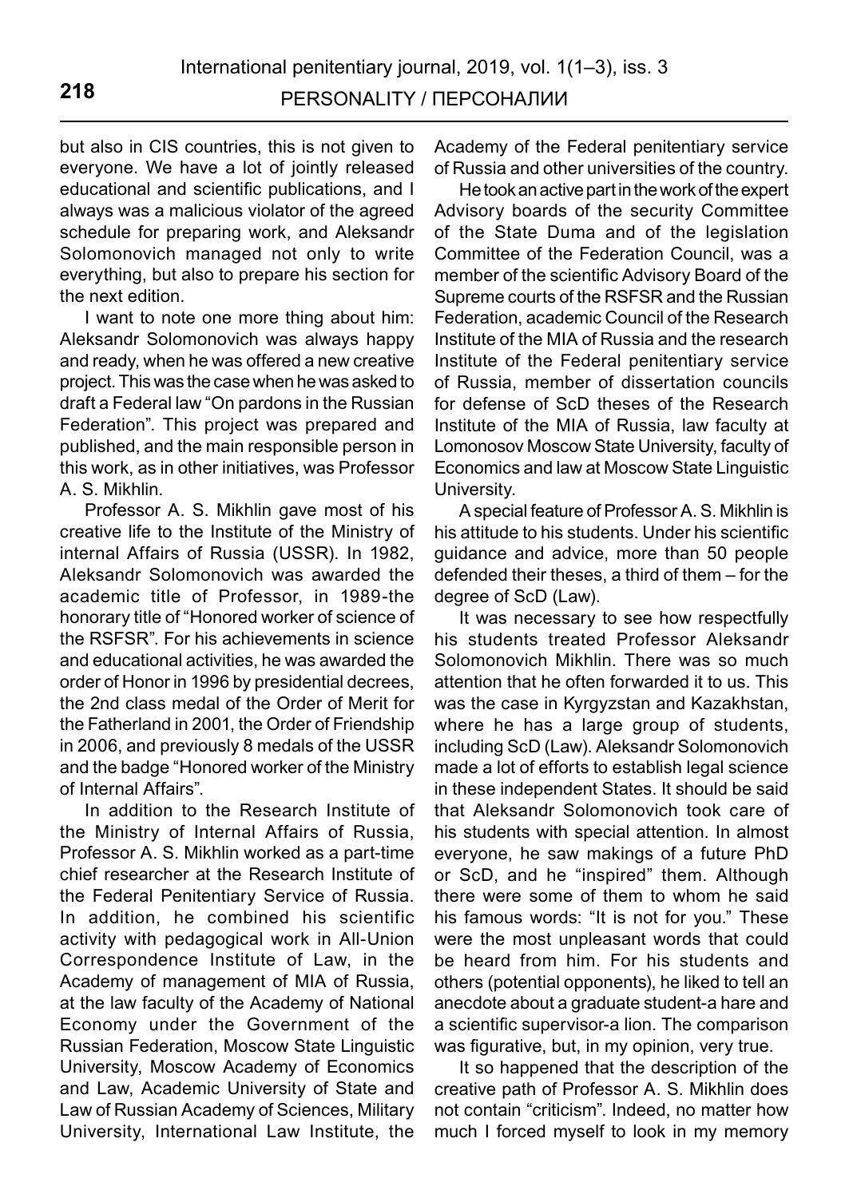but also in CIS countries, this is not given to everyone. We have a lot of jointly released educational and scientific publications, and I always was a malicious violator of the agreed schedule for preparing work, and Aleksandr Solomonovich managed not only to write everything, but also to prepare his section for the next edition.

I want to note one more thing about him: Aleksandr Solomonovich was always happy and ready, when he was offered a new creative project. This was the case when he was asked to draft a Federal law "On pardons in the Russian Federation". This project was prepared and published, and the main responsible person in this work, as in other initiatives, was Professor A. S. Mikhlin.

Professor A. S. Mikhlin gave most of his creative life to the Institute of the Ministry of internal Affairs of Russia (USSR). In 1982, Aleksandr Solomonovich was awarded the academic title of Professor, in 1989-the honorary title of "Honored worker of science of the RSFSR". For his achievements in science and educational activities, he was awarded the order of Honor in 1996 by presidential decrees, the 2nd class medal of the Order of Merit for the Fatherland in 2001, the Order of Friendship in 2006, and previously 8 medals of the USSR and the badge "Honored worker of the Ministry of Internal Affairs".

In addition to the Research Institute of the Ministry of Internal Affairs of Russia, Professor A. S. Mikhlin worked as a part-time chief researcher at the Research Institute of the Federal Penitentiary Service of Russia. In addition, he combined his scientific activity with pedagogical work in All-Union Correspondence Institute of Law, in the Academy of management of MIA of Russia, at the law faculty of the Academy of National Economy under the Government of the Russian Federation, Moscow State Linguistic University, Moscow Academy of Economics and Law, Academic University of State and Law of Russian Academy of Sciences, Military University, International Law Institute, the Academy of the Federal penitentiary service of Russia and other universities of the country.

He took an active part in the work of the expert Advisory boards of the security Committee of the State Duma and of the legislation Committee of the Federation Council, was a member of the scientific Advisory Board of the Supreme courts of the RSFSR and the Russian Federation, academic Council of the Research Institute of the MIA of Russia and the research Institute of the Federal penitentiary service of Russia, member of dissertation councils for defense of ScD theses of the Research Institute of the MIA of Russia, law faculty at Lomonosov Moscow State University, faculty of Economics and law at Moscow State Linguistic University.

A special feature of Professor A. S. Mikhlin is his attitude to his students. Under his scientific guidance and advice, more than 50 people defended their theses, a third of them – for the degree of ScD (Law).

It was necessary to see how respectfully his students treated Professor Aleksandr Solomonovich Mikhlin. There was so much attention that he often forwarded it to us. This was the case in Kyrgyzstan and Kazakhstan, where he has a large group of students, including ScD (Law). Aleksandr Solomonovich made a lot of efforts to establish legal science in these independent States. It should be said that Aleksandr Solomonovich took care of his students with special attention. In almost everyone, he saw makings of a future PhD or ScD, and he "inspired" them. Although there were some of them to whom he said his famous words: "It is not for you." These were the most unpleasant words that could be heard from him. For his students and others (potential opponents), he liked to tell an anecdote about a graduate student-a hare and a scientific supervisor-a lion. The comparison was figurative, but, in my opinion, very true.

It so happened that the description of the creative path of Professor A. S. Mikhlin does not contain "criticism". Indeed, no matter how much I forced myself to look in my memory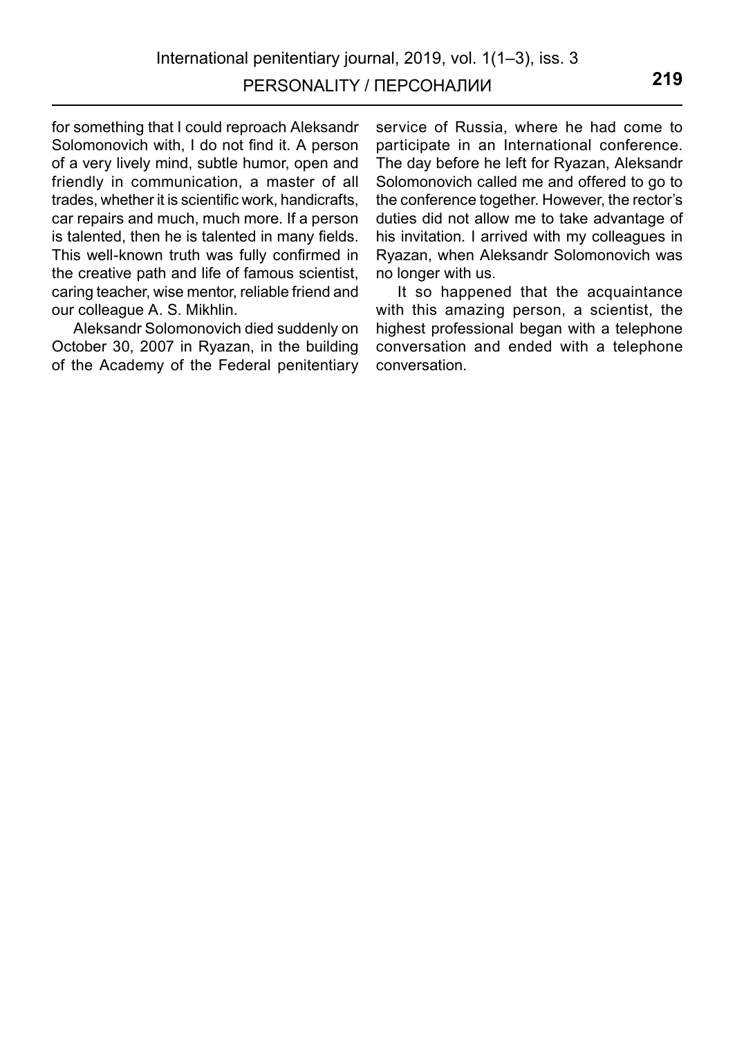for something that I could reproach Aleksandr Solomonovich with, I do not find it. A person of a very lively mind, subtle humor, open and friendly in communication, a master of all trades, whether it is scientific work, handicrafts, car repairs and much, much more. If a person is talented, then he is talented in many fields. This well-known truth was fully confirmed in the creative path and life of famous scientist, caring teacher, wise mentor, reliable friend and our colleague A. S. Mikhlin.

Aleksandr Solomonovich died suddenly on October 30, 2007 in Ryazan, in the building of the Academy of the Federal penitentiary service of Russia, where he had come to participate in an International conference. The day before he left for Ryazan, Aleksandr Solomonovich called me and offered to go to the conference together. However, the rector's duties did not allow me to take advantage of his invitation. I arrived with my colleagues in Ryazan, when Aleksandr Solomonovich was no longer with us.

It so happened that the acquaintance with this amazing person, a scientist, the highest professional began with a telephone conversation and ended with a telephone conversation.